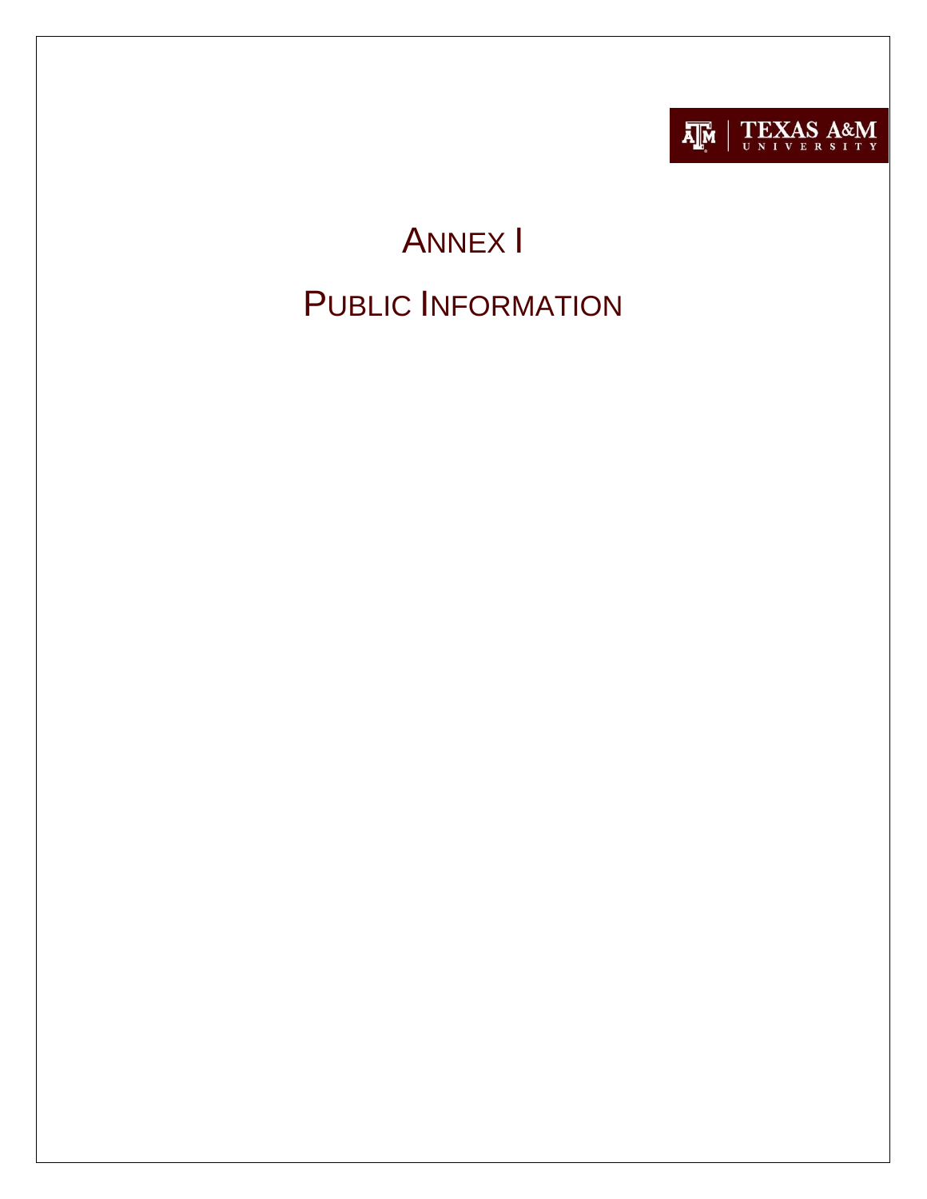# ANNEX I

# PUBLIC INFORMATION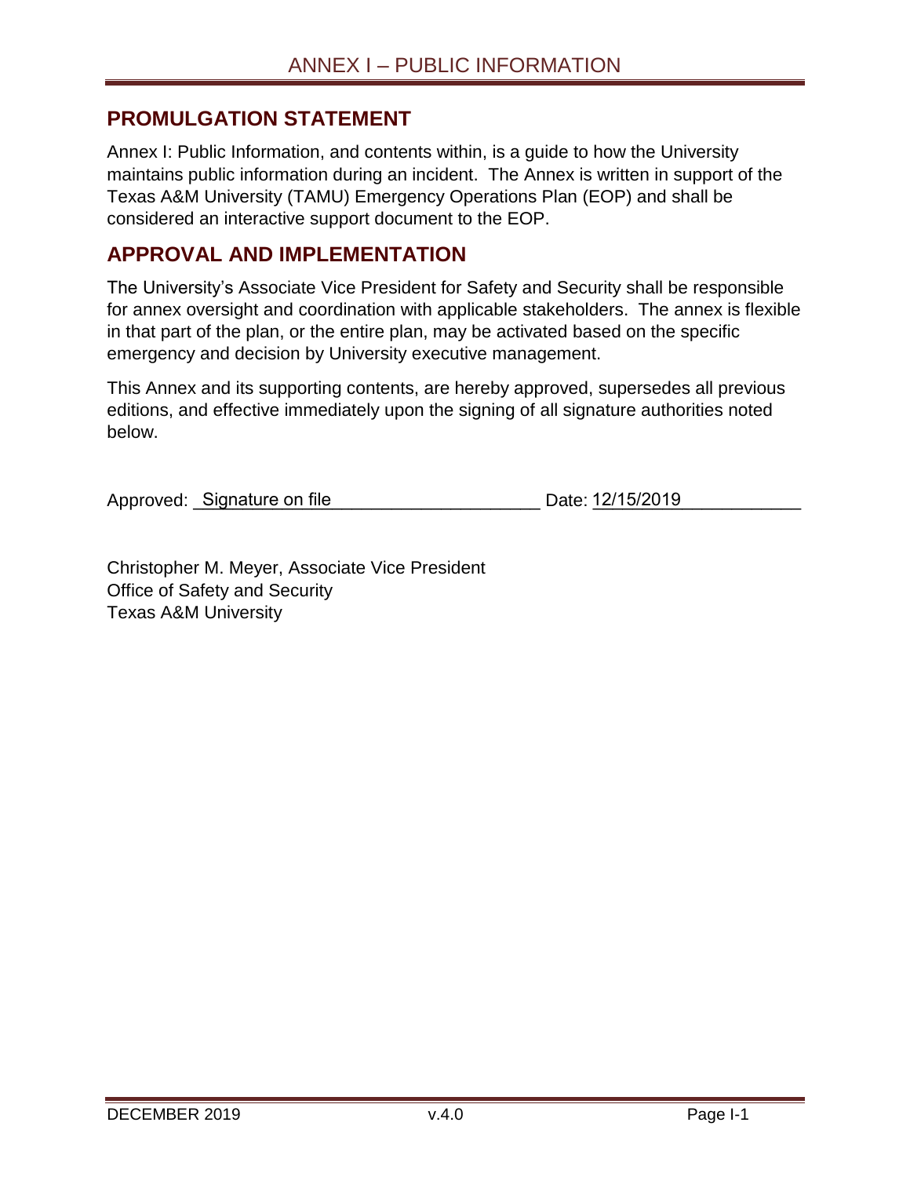## PROMULGATION STATEMENT

Annex I: Public Information, and contents within, is a guide to how the University maintains public information during an incident. The Annex is written in support of the Texas A&M University (TAMU) Emergency Operations Plan (EOP) and shall be considered an interactive support document to the EOP.

## APPROVAL AND IMPLEMENTATION

The University's Associate Vice President for Safety and Security shall be responsible for annex oversight and coordination with applicable stakeholders. The annex is flexible in that part of the plan, or the entire plan, may be activated based on the specific emergency and decision by University executive management.

This Annex and its supporting contents, are hereby approved, supersedes all previous editions, and effective immediately upon the signing of all signature authorities noted below.

Approved: Signature on file Date: 12/15/2019

Christopher M. Meyer, Associate Vice President
Office of Safety and Security
Texas A&M University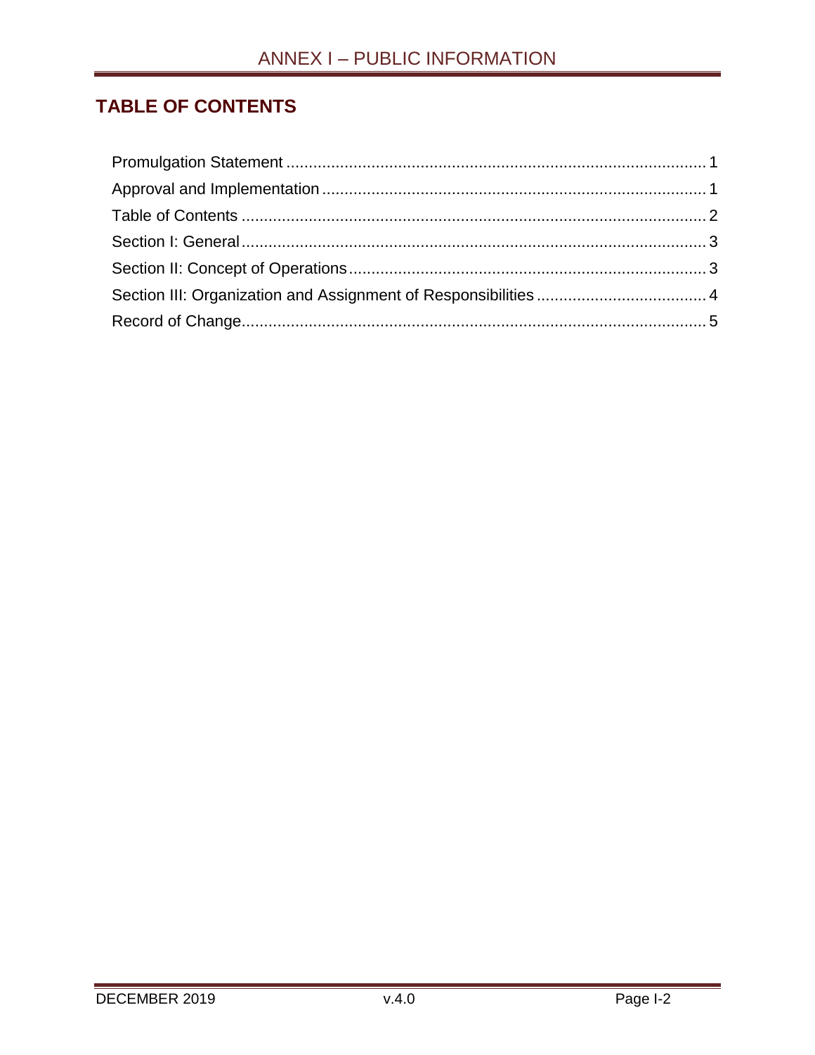## TABLE OF CONTENTS

Promulgation Statement ............................................................................................. 1

Approval and Implementation ...................................................................................... 1

Table of Contents ........................................................................................................ 2

Section I: General ......................................................................................................... 3

Section II: Concept of Operations ................................................................................ 3

Section III: Organization and Assignment of Responsibilities ...................................... 4

Record of Change......................................................................................................... 5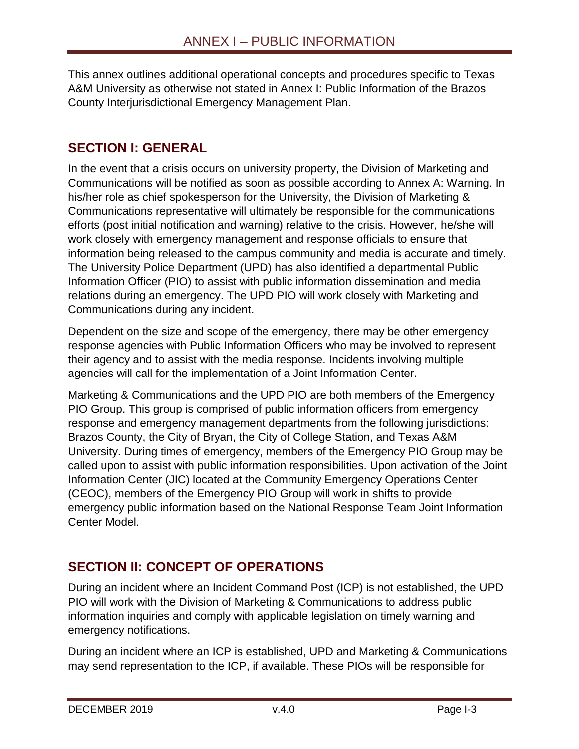# ANNEX I – PUBLIC INFORMATION

This annex outlines additional operational concepts and procedures specific to Texas A&M University as otherwise not stated in Annex I: Public Information of the Brazos County Interjurisdictional Emergency Management Plan.

## SECTION I: GENERAL

In the event that a crisis occurs on university property, the Division of Marketing and Communications will be notified as soon as possible according to Annex A: Warning. In his/her role as chief spokesperson for the University, the Division of Marketing & Communications representative will ultimately be responsible for the communications efforts (post initial notification and warning) relative to the crisis. However, he/she will work closely with emergency management and response officials to ensure that information being released to the campus community and media is accurate and timely. The University Police Department (UPD) has also identified a departmental Public Information Officer (PIO) to assist with public information dissemination and media relations during an emergency. The UPD PIO will work closely with Marketing and Communications during any incident.

Dependent on the size and scope of the emergency, there may be other emergency response agencies with Public Information Officers who may be involved to represent their agency and to assist with the media response. Incidents involving multiple agencies will call for the implementation of a Joint Information Center.

Marketing & Communications and the UPD PIO are both members of the Emergency PIO Group. This group is comprised of public information officers from emergency response and emergency management departments from the following jurisdictions: Brazos County, the City of Bryan, the City of College Station, and Texas A&M University. During times of emergency, members of the Emergency PIO Group may be called upon to assist with public information responsibilities. Upon activation of the Joint Information Center (JIC) located at the Community Emergency Operations Center (CEOC), members of the Emergency PIO Group will work in shifts to provide emergency public information based on the National Response Team Joint Information Center Model.

## SECTION II: CONCEPT OF OPERATIONS

During an incident where an Incident Command Post (ICP) is not established, the UPD PIO will work with the Division of Marketing & Communications to address public information inquiries and comply with applicable legislation on timely warning and emergency notifications.

During an incident where an ICP is established, UPD and Marketing & Communications may send representation to the ICP, if available. These PIOs will be responsible for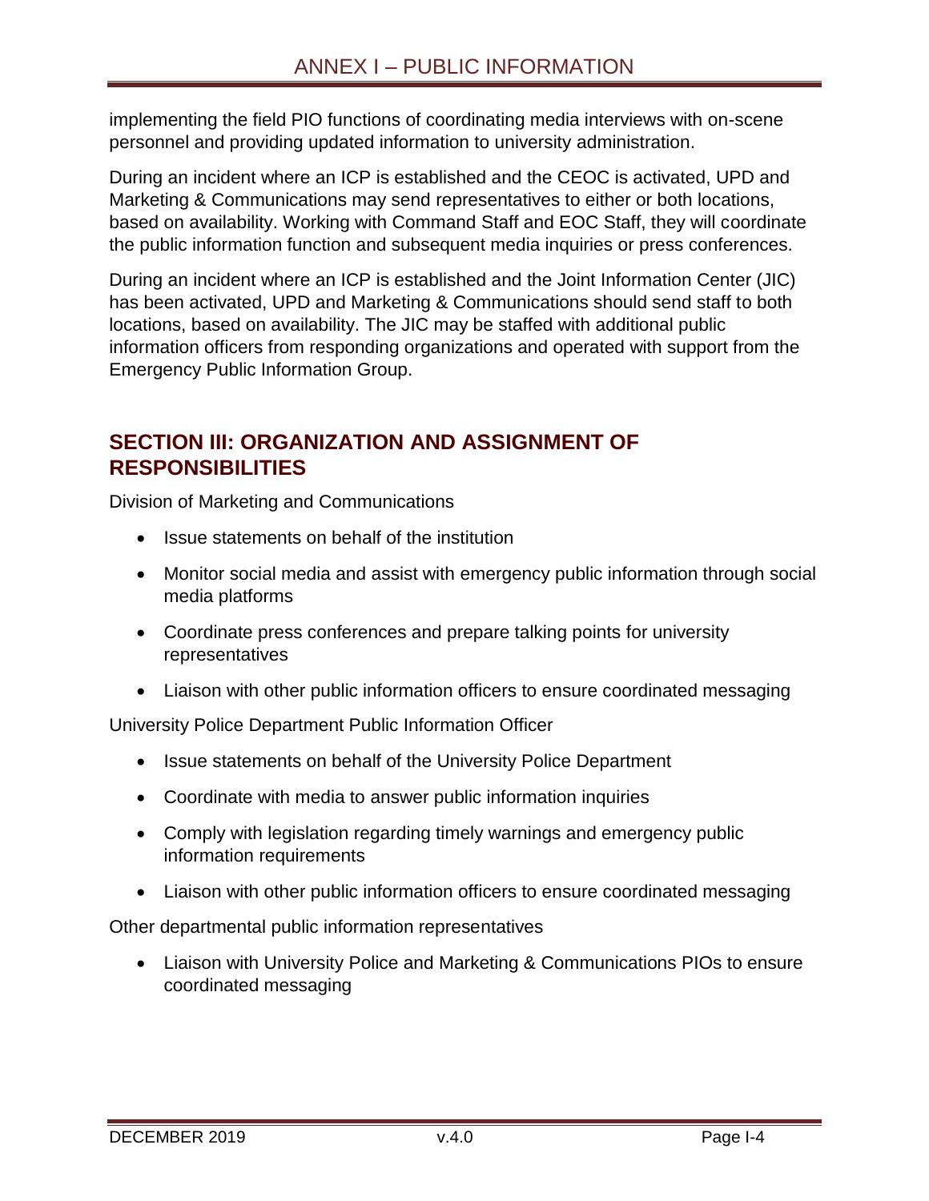implementing the field PIO functions of coordinating media interviews with on-scene personnel and providing updated information to university administration.

During an incident where an ICP is established and the CEOC is activated, UPD and Marketing & Communications may send representatives to either or both locations, based on availability. Working with Command Staff and EOC Staff, they will coordinate the public information function and subsequent media inquiries or press conferences.

During an incident where an ICP is established and the Joint Information Center (JIC) has been activated, UPD and Marketing & Communications should send staff to both locations, based on availability. The JIC may be staffed with additional public information officers from responding organizations and operated with support from the Emergency Public Information Group.

## SECTION III: ORGANIZATION AND ASSIGNMENT OF RESPONSIBILITIES

Division of Marketing and Communications

- Issue statements on behalf of the institution
- Monitor social media and assist with emergency public information through social media platforms
- Coordinate press conferences and prepare talking points for university representatives
- Liaison with other public information officers to ensure coordinated messaging

University Police Department Public Information Officer

- Issue statements on behalf of the University Police Department
- Coordinate with media to answer public information inquiries
- Comply with legislation regarding timely warnings and emergency public information requirements
- Liaison with other public information officers to ensure coordinated messaging

Other departmental public information representatives

- Liaison with University Police and Marketing & Communications PIOs to ensure coordinated messaging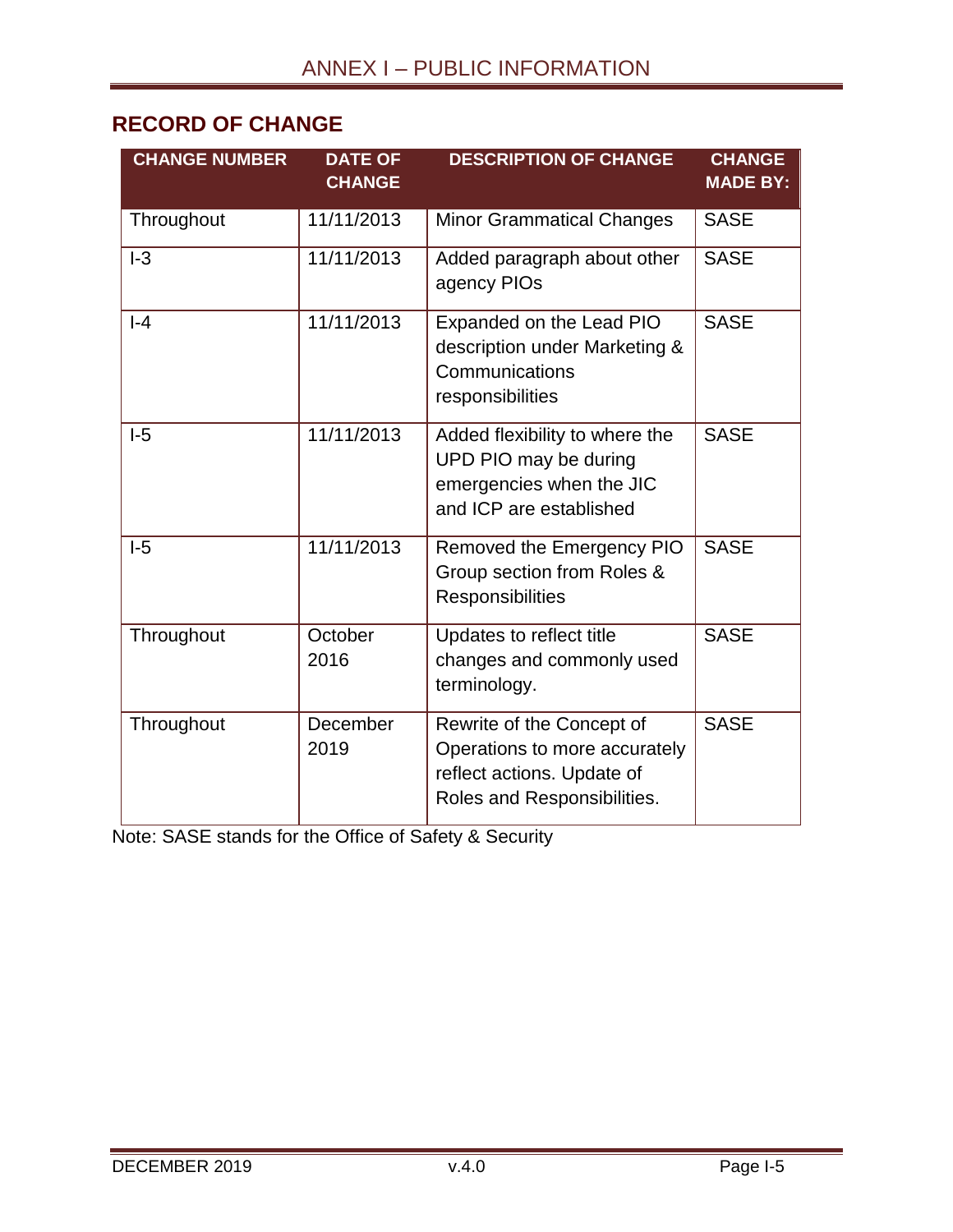## RECORD OF CHANGE

| CHANGE NUMBER | DATE OF CHANGE | DESCRIPTION OF CHANGE | CHANGE MADE BY: |
|---|---|---|---|
| Throughout | 11/11/2013 | Minor Grammatical Changes | SASE |
| I-3 | 11/11/2013 | Added paragraph about other agency PIOs | SASE |
| I-4 | 11/11/2013 | Expanded on the Lead PIO description under Marketing & Communications responsibilities | SASE |
| I-5 | 11/11/2013 | Added flexibility to where the UPD PIO may be during emergencies when the JIC and ICP are established | SASE |
| I-5 | 11/11/2013 | Removed the Emergency PIO Group section from Roles & Responsibilities | SASE |
| Throughout | October 2016 | Updates to reflect title changes and commonly used terminology. | SASE |
| Throughout | December 2019 | Rewrite of the Concept of Operations to more accurately reflect actions. Update of Roles and Responsibilities. | SASE |

Note: SASE stands for the Office of Safety & Security